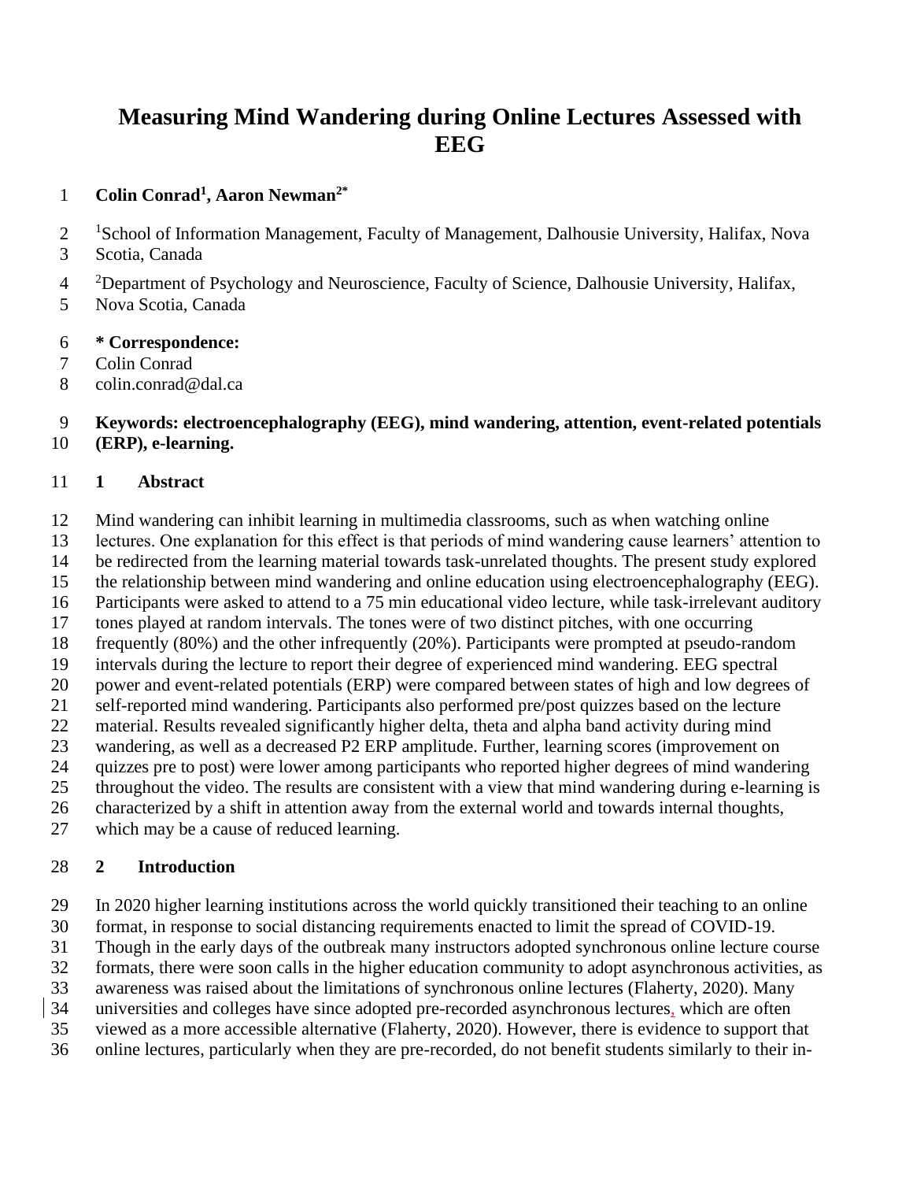# Measuring Mind Wandering during Online Lectures Assessed with EEG

**Colin Conrad[1], Aaron Newman[2*]**

[1]School of Information Management, Faculty of Management, Dalhousie University, Halifax, Nova Scotia, Canada

[2]Department of Psychology and Neuroscience, Faculty of Science, Dalhousie University, Halifax, Nova Scotia, Canada

**\* Correspondence:**
Colin Conrad
colin.conrad@dal.ca

**Keywords: electroencephalography (EEG), mind wandering, attention, event-related potentials (ERP), e-learning.**

## 1 Abstract

Mind wandering can inhibit learning in multimedia classrooms, such as when watching online lectures. One explanation for this effect is that periods of mind wandering cause learners' attention to be redirected from the learning material towards task-unrelated thoughts. The present study explored the relationship between mind wandering and online education using electroencephalography (EEG). Participants were asked to attend to a 75 min educational video lecture, while task-irrelevant auditory tones played at random intervals. The tones were of two distinct pitches, with one occurring frequently (80%) and the other infrequently (20%). Participants were prompted at pseudo-random intervals during the lecture to report their degree of experienced mind wandering. EEG spectral power and event-related potentials (ERP) were compared between states of high and low degrees of self-reported mind wandering. Participants also performed pre/post quizzes based on the lecture material. Results revealed significantly higher delta, theta and alpha band activity during mind wandering, as well as a decreased P2 ERP amplitude. Further, learning scores (improvement on quizzes pre to post) were lower among participants who reported higher degrees of mind wandering throughout the video. The results are consistent with a view that mind wandering during e-learning is characterized by a shift in attention away from the external world and towards internal thoughts, which may be a cause of reduced learning.

## 2 Introduction

In 2020 higher learning institutions across the world quickly transitioned their teaching to an online format, in response to social distancing requirements enacted to limit the spread of COVID-19. Though in the early days of the outbreak many instructors adopted synchronous online lecture course formats, there were soon calls in the higher education community to adopt asynchronous activities, as awareness was raised about the limitations of synchronous online lectures (Flaherty, 2020). Many universities and colleges have since adopted pre-recorded asynchronous lectures, which are often viewed as a more accessible alternative (Flaherty, 2020). However, there is evidence to support that online lectures, particularly when they are pre-recorded, do not benefit students similarly to their in-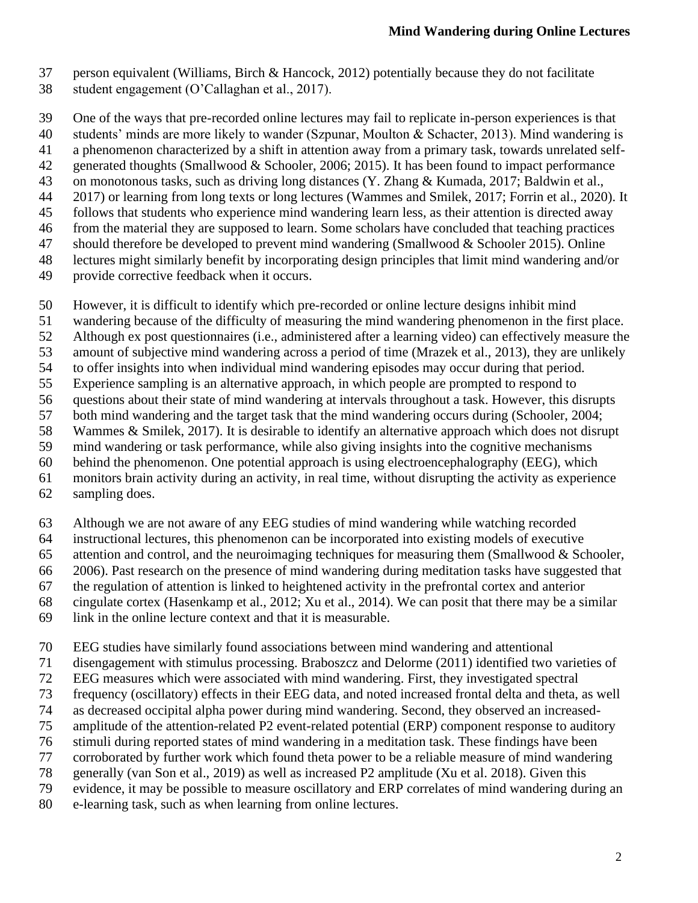person equivalent (Williams, Birch & Hancock, 2012) potentially because they do not facilitate student engagement (O'Callaghan et al., 2017).

One of the ways that pre-recorded online lectures may fail to replicate in-person experiences is that students' minds are more likely to wander (Szpunar, Moulton & Schacter, 2013). Mind wandering is a phenomenon characterized by a shift in attention away from a primary task, towards unrelated self-generated thoughts (Smallwood & Schooler, 2006; 2015). It has been found to impact performance on monotonous tasks, such as driving long distances (Y. Zhang & Kumada, 2017; Baldwin et al., 2017) or learning from long texts or long lectures (Wammes and Smilek, 2017; Forrin et al., 2020). It follows that students who experience mind wandering learn less, as their attention is directed away from the material they are supposed to learn. Some scholars have concluded that teaching practices should therefore be developed to prevent mind wandering (Smallwood & Schooler 2015). Online lectures might similarly benefit by incorporating design principles that limit mind wandering and/or provide corrective feedback when it occurs.

However, it is difficult to identify which pre-recorded or online lecture designs inhibit mind wandering because of the difficulty of measuring the mind wandering phenomenon in the first place. Although ex post questionnaires (i.e., administered after a learning video) can effectively measure the amount of subjective mind wandering across a period of time (Mrazek et al., 2013), they are unlikely to offer insights into when individual mind wandering episodes may occur during that period. Experience sampling is an alternative approach, in which people are prompted to respond to questions about their state of mind wandering at intervals throughout a task. However, this disrupts both mind wandering and the target task that the mind wandering occurs during (Schooler, 2004; Wammes & Smilek, 2017). It is desirable to identify an alternative approach which does not disrupt mind wandering or task performance, while also giving insights into the cognitive mechanisms behind the phenomenon. One potential approach is using electroencephalography (EEG), which monitors brain activity during an activity, in real time, without disrupting the activity as experience sampling does.

Although we are not aware of any EEG studies of mind wandering while watching recorded instructional lectures, this phenomenon can be incorporated into existing models of executive attention and control, and the neuroimaging techniques for measuring them (Smallwood & Schooler, 2006). Past research on the presence of mind wandering during meditation tasks have suggested that the regulation of attention is linked to heightened activity in the prefrontal cortex and anterior cingulate cortex (Hasenkamp et al., 2012; Xu et al., 2014). We can posit that there may be a similar link in the online lecture context and that it is measurable.

EEG studies have similarly found associations between mind wandering and attentional disengagement with stimulus processing. Braboszcz and Delorme (2011) identified two varieties of EEG measures which were associated with mind wandering. First, they investigated spectral frequency (oscillatory) effects in their EEG data, and noted increased frontal delta and theta, as well as decreased occipital alpha power during mind wandering. Second, they observed an increased-amplitude of the attention-related P2 event-related potential (ERP) component response to auditory stimuli during reported states of mind wandering in a meditation task. These findings have been corroborated by further work which found theta power to be a reliable measure of mind wandering generally (van Son et al., 2019) as well as increased P2 amplitude (Xu et al. 2018). Given this evidence, it may be possible to measure oscillatory and ERP correlates of mind wandering during an e-learning task, such as when learning from online lectures.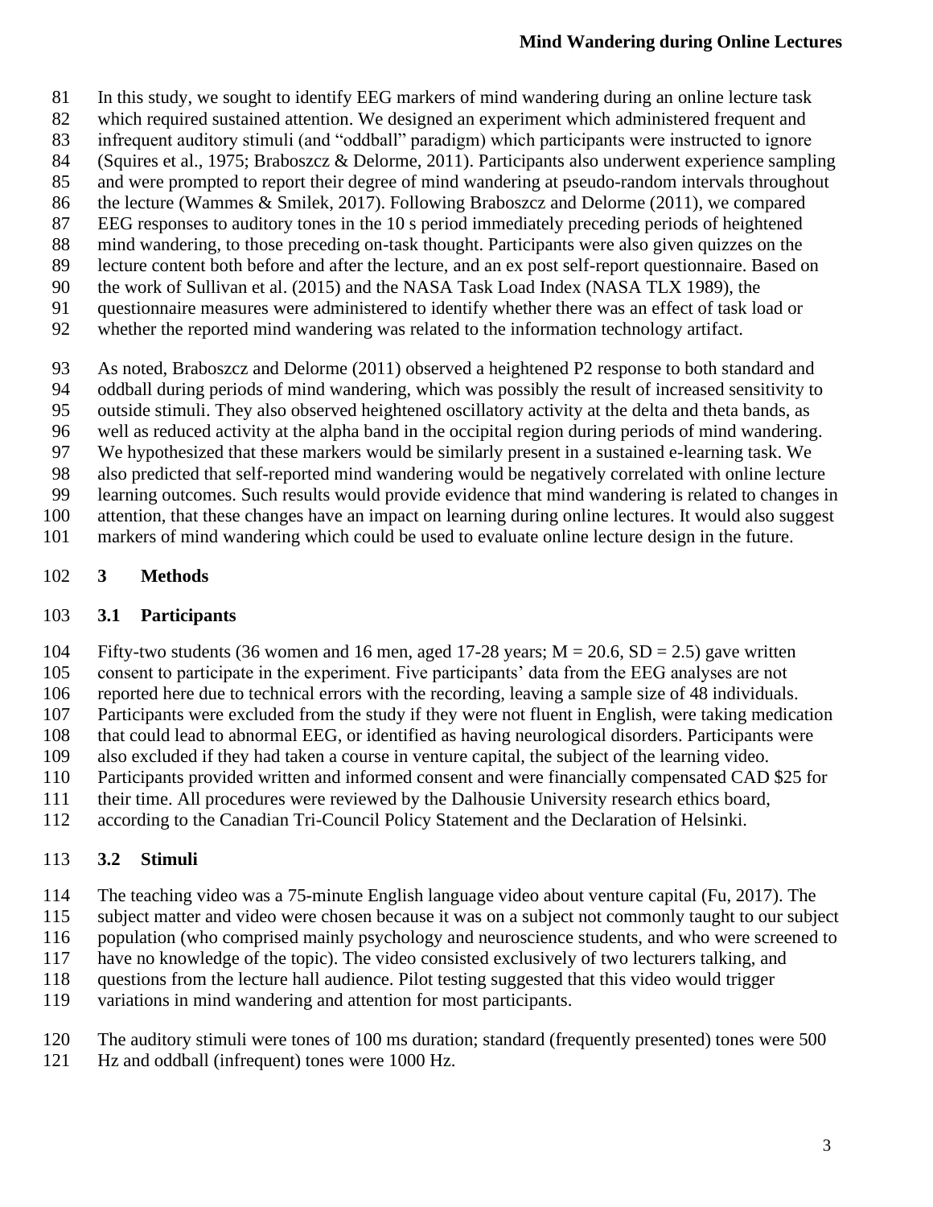In this study, we sought to identify EEG markers of mind wandering during an online lecture task which required sustained attention. We designed an experiment which administered frequent and infrequent auditory stimuli (and "oddball" paradigm) which participants were instructed to ignore (Squires et al., 1975; Braboszcz & Delorme, 2011). Participants also underwent experience sampling and were prompted to report their degree of mind wandering at pseudo-random intervals throughout the lecture (Wammes & Smilek, 2017). Following Braboszcz and Delorme (2011), we compared EEG responses to auditory tones in the 10 s period immediately preceding periods of heightened mind wandering, to those preceding on-task thought. Participants were also given quizzes on the lecture content both before and after the lecture, and an ex post self-report questionnaire. Based on the work of Sullivan et al. (2015) and the NASA Task Load Index (NASA TLX 1989), the questionnaire measures were administered to identify whether there was an effect of task load or whether the reported mind wandering was related to the information technology artifact.

As noted, Braboszcz and Delorme (2011) observed a heightened P2 response to both standard and oddball during periods of mind wandering, which was possibly the result of increased sensitivity to outside stimuli. They also observed heightened oscillatory activity at the delta and theta bands, as well as reduced activity at the alpha band in the occipital region during periods of mind wandering. We hypothesized that these markers would be similarly present in a sustained e-learning task. We also predicted that self-reported mind wandering would be negatively correlated with online lecture learning outcomes. Such results would provide evidence that mind wandering is related to changes in attention, that these changes have an impact on learning during online lectures. It would also suggest markers of mind wandering which could be used to evaluate online lecture design in the future.

# 3 Methods

## 3.1 Participants

Fifty-two students (36 women and 16 men, aged 17-28 years; M = 20.6, SD = 2.5) gave written consent to participate in the experiment. Five participants' data from the EEG analyses are not reported here due to technical errors with the recording, leaving a sample size of 48 individuals. Participants were excluded from the study if they were not fluent in English, were taking medication that could lead to abnormal EEG, or identified as having neurological disorders. Participants were also excluded if they had taken a course in venture capital, the subject of the learning video. Participants provided written and informed consent and were financially compensated CAD $25 for their time. All procedures were reviewed by the Dalhousie University research ethics board, according to the Canadian Tri-Council Policy Statement and the Declaration of Helsinki.

## 3.2 Stimuli

The teaching video was a 75-minute English language video about venture capital (Fu, 2017). The subject matter and video were chosen because it was on a subject not commonly taught to our subject population (who comprised mainly psychology and neuroscience students, and who were screened to have no knowledge of the topic). The video consisted exclusively of two lecturers talking, and questions from the lecture hall audience. Pilot testing suggested that this video would trigger variations in mind wandering and attention for most participants.

The auditory stimuli were tones of 100 ms duration; standard (frequently presented) tones were 500 Hz and oddball (infrequent) tones were 1000 Hz.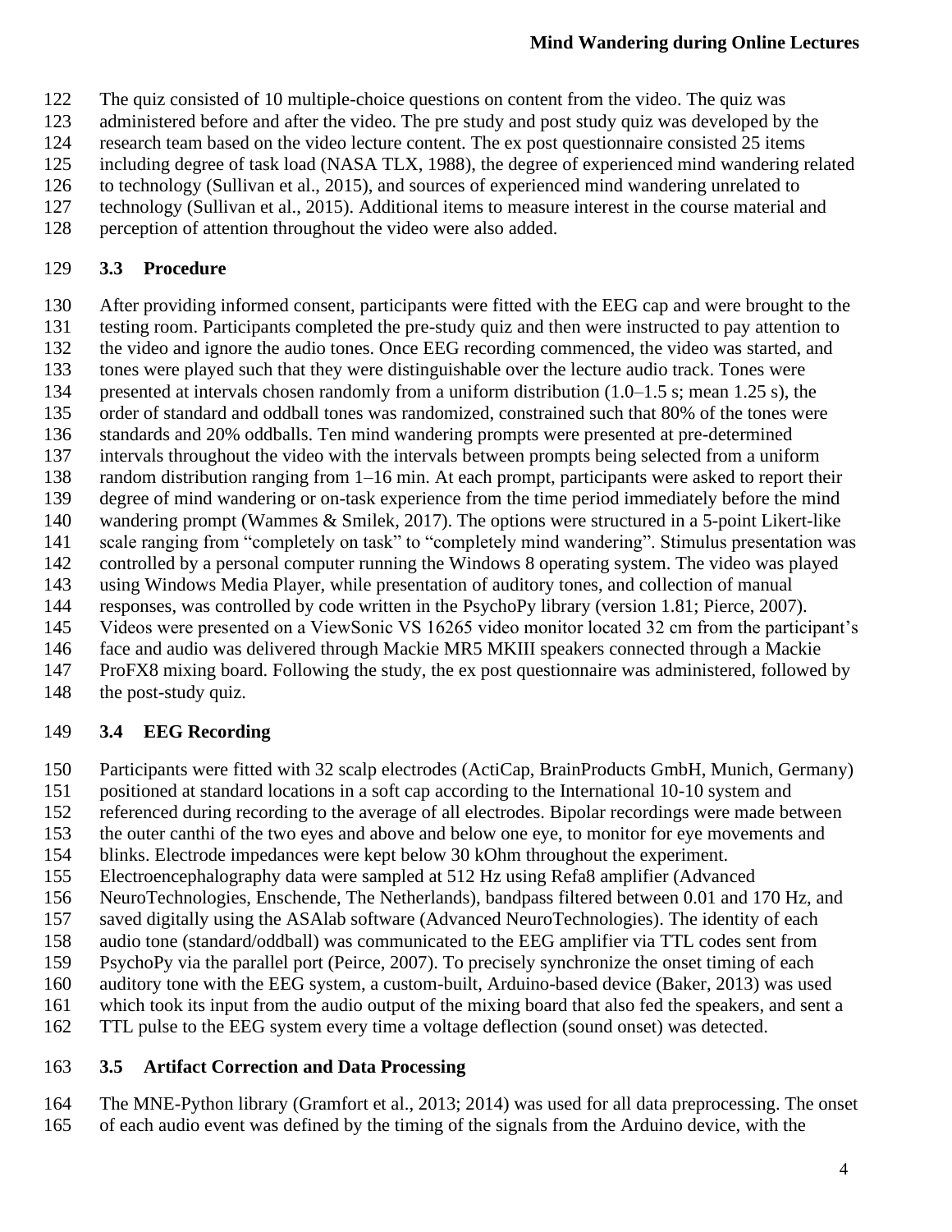The quiz consisted of 10 multiple-choice questions on content from the video. The quiz was administered before and after the video. The pre study and post study quiz was developed by the research team based on the video lecture content. The ex post questionnaire consisted 25 items including degree of task load (NASA TLX, 1988), the degree of experienced mind wandering related to technology (Sullivan et al., 2015), and sources of experienced mind wandering unrelated to technology (Sullivan et al., 2015). Additional items to measure interest in the course material and perception of attention throughout the video were also added.

### 3.3 Procedure

After providing informed consent, participants were fitted with the EEG cap and were brought to the testing room. Participants completed the pre-study quiz and then were instructed to pay attention to the video and ignore the audio tones. Once EEG recording commenced, the video was started, and tones were played such that they were distinguishable over the lecture audio track. Tones were presented at intervals chosen randomly from a uniform distribution (1.0–1.5 s; mean 1.25 s), the order of standard and oddball tones was randomized, constrained such that 80% of the tones were standards and 20% oddballs. Ten mind wandering prompts were presented at pre-determined intervals throughout the video with the intervals between prompts being selected from a uniform random distribution ranging from 1–16 min. At each prompt, participants were asked to report their degree of mind wandering or on-task experience from the time period immediately before the mind wandering prompt (Wammes & Smilek, 2017). The options were structured in a 5-point Likert-like scale ranging from "completely on task" to "completely mind wandering". Stimulus presentation was controlled by a personal computer running the Windows 8 operating system. The video was played using Windows Media Player, while presentation of auditory tones, and collection of manual responses, was controlled by code written in the PsychoPy library (version 1.81; Pierce, 2007). Videos were presented on a ViewSonic VS 16265 video monitor located 32 cm from the participant's face and audio was delivered through Mackie MR5 MKIII speakers connected through a Mackie ProFX8 mixing board. Following the study, the ex post questionnaire was administered, followed by the post-study quiz.

### 3.4 EEG Recording

Participants were fitted with 32 scalp electrodes (ActiCap, BrainProducts GmbH, Munich, Germany) positioned at standard locations in a soft cap according to the International 10-10 system and referenced during recording to the average of all electrodes. Bipolar recordings were made between the outer canthi of the two eyes and above and below one eye, to monitor for eye movements and blinks. Electrode impedances were kept below 30 kOhm throughout the experiment. Electroencephalography data were sampled at 512 Hz using Refa8 amplifier (Advanced NeuroTechnologies, Enschende, The Netherlands), bandpass filtered between 0.01 and 170 Hz, and saved digitally using the ASAlab software (Advanced NeuroTechnologies). The identity of each audio tone (standard/oddball) was communicated to the EEG amplifier via TTL codes sent from PsychoPy via the parallel port (Peirce, 2007). To precisely synchronize the onset timing of each auditory tone with the EEG system, a custom-built, Arduino-based device (Baker, 2013) was used which took its input from the audio output of the mixing board that also fed the speakers, and sent a TTL pulse to the EEG system every time a voltage deflection (sound onset) was detected.

### 3.5 Artifact Correction and Data Processing

The MNE-Python library (Gramfort et al., 2013; 2014) was used for all data preprocessing. The onset of each audio event was defined by the timing of the signals from the Arduino device, with the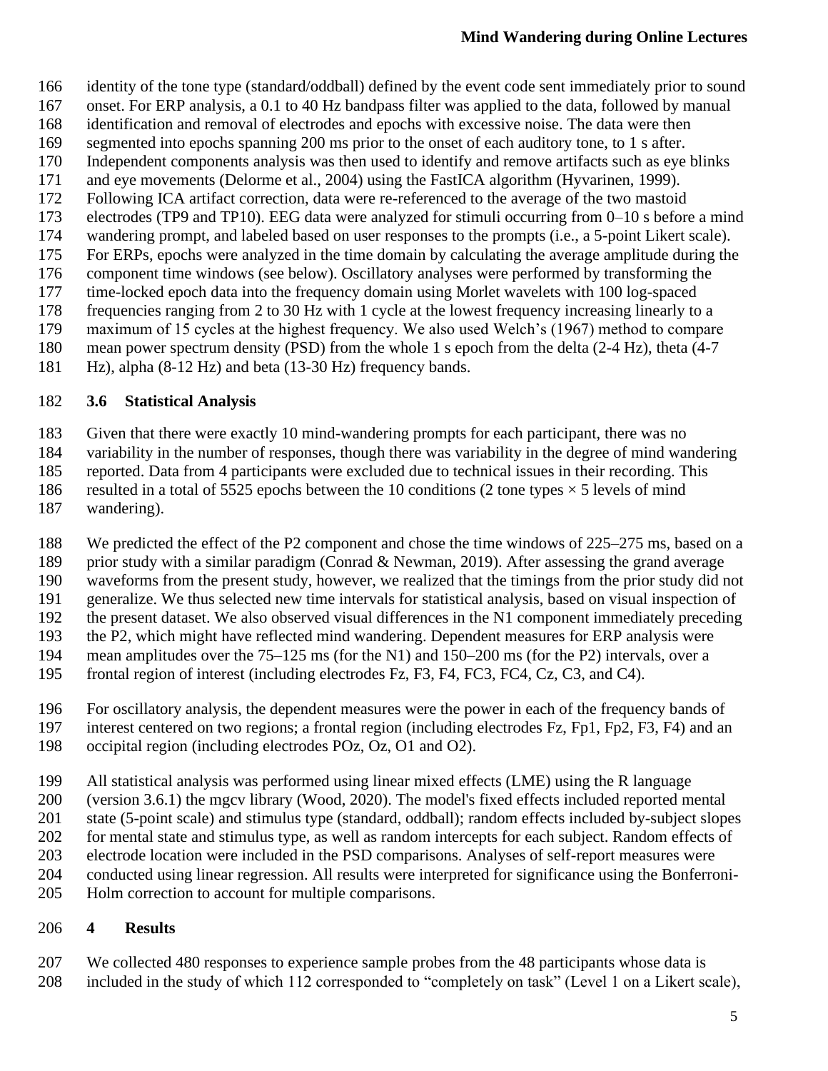identity of the tone type (standard/oddball) defined by the event code sent immediately prior to sound onset. For ERP analysis, a 0.1 to 40 Hz bandpass filter was applied to the data, followed by manual identification and removal of electrodes and epochs with excessive noise. The data were then segmented into epochs spanning 200 ms prior to the onset of each auditory tone, to 1 s after. Independent components analysis was then used to identify and remove artifacts such as eye blinks and eye movements (Delorme et al., 2004) using the FastICA algorithm (Hyvarinen, 1999). Following ICA artifact correction, data were re-referenced to the average of the two mastoid electrodes (TP9 and TP10). EEG data were analyzed for stimuli occurring from 0–10 s before a mind wandering prompt, and labeled based on user responses to the prompts (i.e., a 5-point Likert scale). For ERPs, epochs were analyzed in the time domain by calculating the average amplitude during the component time windows (see below). Oscillatory analyses were performed by transforming the time-locked epoch data into the frequency domain using Morlet wavelets with 100 log-spaced frequencies ranging from 2 to 30 Hz with 1 cycle at the lowest frequency increasing linearly to a maximum of 15 cycles at the highest frequency. We also used Welch's (1967) method to compare mean power spectrum density (PSD) from the whole 1 s epoch from the delta (2-4 Hz), theta (4-7 Hz), alpha (8-12 Hz) and beta (13-30 Hz) frequency bands.

## 3.6 Statistical Analysis

Given that there were exactly 10 mind-wandering prompts for each participant, there was no variability in the number of responses, though there was variability in the degree of mind wandering reported. Data from 4 participants were excluded due to technical issues in their recording. This resulted in a total of 5525 epochs between the 10 conditions (2 tone types × 5 levels of mind wandering).

We predicted the effect of the P2 component and chose the time windows of 225–275 ms, based on a prior study with a similar paradigm (Conrad & Newman, 2019). After assessing the grand average waveforms from the present study, however, we realized that the timings from the prior study did not generalize. We thus selected new time intervals for statistical analysis, based on visual inspection of the present dataset. We also observed visual differences in the N1 component immediately preceding the P2, which might have reflected mind wandering. Dependent measures for ERP analysis were mean amplitudes over the 75–125 ms (for the N1) and 150–200 ms (for the P2) intervals, over a frontal region of interest (including electrodes Fz, F3, F4, FC3, FC4, Cz, C3, and C4).

For oscillatory analysis, the dependent measures were the power in each of the frequency bands of interest centered on two regions; a frontal region (including electrodes Fz, Fp1, Fp2, F3, F4) and an occipital region (including electrodes POz, Oz, O1 and O2).

All statistical analysis was performed using linear mixed effects (LME) using the R language (version 3.6.1) the mgcv library (Wood, 2020). The model's fixed effects included reported mental state (5-point scale) and stimulus type (standard, oddball); random effects included by-subject slopes for mental state and stimulus type, as well as random intercepts for each subject. Random effects of electrode location were included in the PSD comparisons. Analyses of self-report measures were conducted using linear regression. All results were interpreted for significance using the Bonferroni-Holm correction to account for multiple comparisons.

# 4 Results

We collected 480 responses to experience sample probes from the 48 participants whose data is included in the study of which 112 corresponded to "completely on task" (Level 1 on a Likert scale),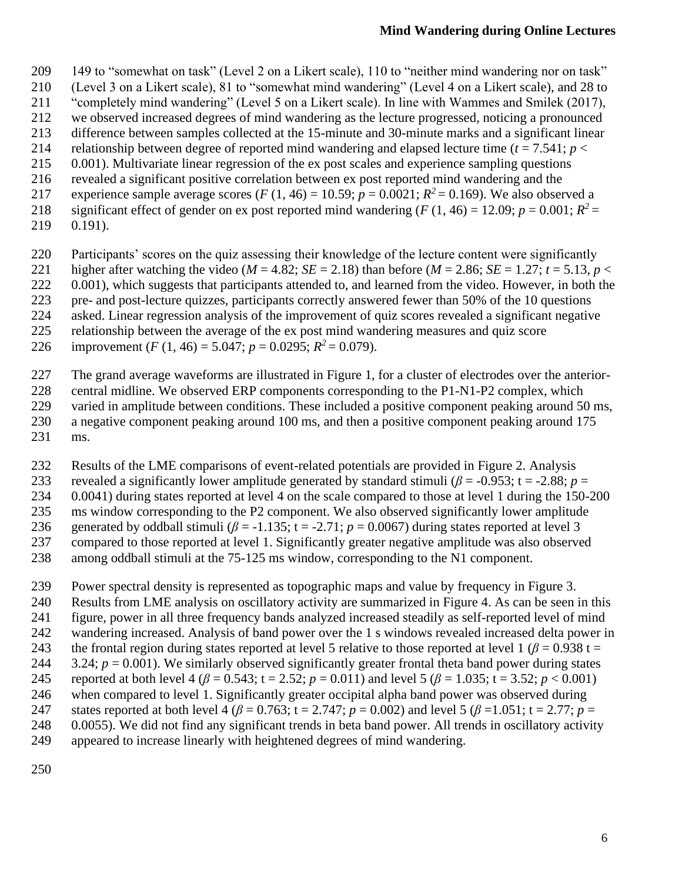149 to "somewhat on task" (Level 2 on a Likert scale), 110 to "neither mind wandering nor on task" (Level 3 on a Likert scale), 81 to "somewhat mind wandering" (Level 4 on a Likert scale), and 28 to "completely mind wandering" (Level 5 on a Likert scale). In line with Wammes and Smilek (2017), we observed increased degrees of mind wandering as the lecture progressed, noticing a pronounced difference between samples collected at the 15-minute and 30-minute marks and a significant linear relationship between degree of reported mind wandering and elapsed lecture time ($t = 7.541$; $p < 0.001$). Multivariate linear regression of the ex post scales and experience sampling questions revealed a significant positive correlation between ex post reported mind wandering and the experience sample average scores ($F$ (1, 46) = 10.59; $p = 0.0021$; $R^2 = 0.169$). We also observed a significant effect of gender on ex post reported mind wandering ($F$ (1, 46) = 12.09; $p = 0.001$; $R^2 = 0.191$).

Participants' scores on the quiz assessing their knowledge of the lecture content were significantly higher after watching the video ($M = 4.82$; $SE = 2.18$) than before ($M = 2.86$; $SE = 1.27$; $t = 5.13$, $p < 0.001$), which suggests that participants attended to, and learned from the video. However, in both the pre- and post-lecture quizzes, participants correctly answered fewer than 50% of the 10 questions asked. Linear regression analysis of the improvement of quiz scores revealed a significant negative relationship between the average of the ex post mind wandering measures and quiz score improvement ($F$ (1, 46) = 5.047; $p = 0.0295$; $R^2 = 0.079$).

The grand average waveforms are illustrated in Figure 1, for a cluster of electrodes over the anterior-central midline. We observed ERP components corresponding to the P1-N1-P2 complex, which varied in amplitude between conditions. These included a positive component peaking around 50 ms, a negative component peaking around 100 ms, and then a positive component peaking around 175 ms.

Results of the LME comparisons of event-related potentials are provided in Figure 2. Analysis revealed a significantly lower amplitude generated by standard stimuli ($\beta = -0.953$; t = -2.88; $p = 0.0041$) during states reported at level 4 on the scale compared to those at level 1 during the 150-200 ms window corresponding to the P2 component. We also observed significantly lower amplitude generated by oddball stimuli ($\beta = -1.135$; t = -2.71; $p = 0.0067$) during states reported at level 3 compared to those reported at level 1. Significantly greater negative amplitude was also observed among oddball stimuli at the 75-125 ms window, corresponding to the N1 component.

Power spectral density is represented as topographic maps and value by frequency in Figure 3. Results from LME analysis on oscillatory activity are summarized in Figure 4. As can be seen in this figure, power in all three frequency bands analyzed increased steadily as self-reported level of mind wandering increased. Analysis of band power over the 1 s windows revealed increased delta power in the frontal region during states reported at level 5 relative to those reported at level 1 ($\beta = 0.938$ t = 3.24; $p = 0.001$). We similarly observed significantly greater frontal theta band power during states reported at both level 4 ($\beta = 0.543$; t = 2.52; $p = 0.011$) and level 5 ($\beta = 1.035$; t = 3.52; $p < 0.001$) when compared to level 1. Significantly greater occipital alpha band power was observed during states reported at both level 4 ($\beta = 0.763$; t = 2.747; $p = 0.002$) and level 5 ($\beta = 1.051$; t = 2.77; $p = 0.0055$). We did not find any significant trends in beta band power. All trends in oscillatory activity appeared to increase linearly with heightened degrees of mind wandering.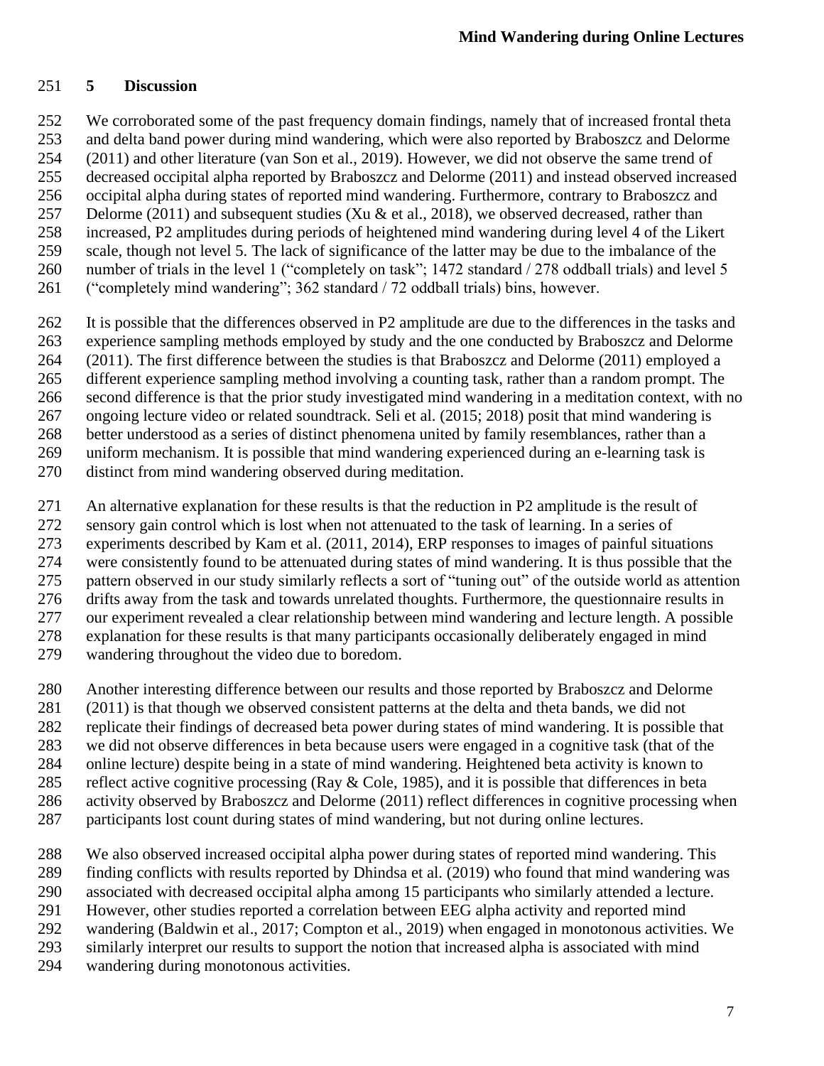## 5 Discussion

We corroborated some of the past frequency domain findings, namely that of increased frontal theta and delta band power during mind wandering, which were also reported by Braboszcz and Delorme (2011) and other literature (van Son et al., 2019). However, we did not observe the same trend of decreased occipital alpha reported by Braboszcz and Delorme (2011) and instead observed increased occipital alpha during states of reported mind wandering. Furthermore, contrary to Braboszcz and Delorme (2011) and subsequent studies (Xu & et al., 2018), we observed decreased, rather than increased, P2 amplitudes during periods of heightened mind wandering during level 4 of the Likert scale, though not level 5. The lack of significance of the latter may be due to the imbalance of the number of trials in the level 1 ("completely on task"; 1472 standard / 278 oddball trials) and level 5 ("completely mind wandering"; 362 standard / 72 oddball trials) bins, however.

It is possible that the differences observed in P2 amplitude are due to the differences in the tasks and experience sampling methods employed by study and the one conducted by Braboszcz and Delorme (2011). The first difference between the studies is that Braboszcz and Delorme (2011) employed a different experience sampling method involving a counting task, rather than a random prompt. The second difference is that the prior study investigated mind wandering in a meditation context, with no ongoing lecture video or related soundtrack. Seli et al. (2015; 2018) posit that mind wandering is better understood as a series of distinct phenomena united by family resemblances, rather than a uniform mechanism. It is possible that mind wandering experienced during an e-learning task is distinct from mind wandering observed during meditation.

An alternative explanation for these results is that the reduction in P2 amplitude is the result of sensory gain control which is lost when not attenuated to the task of learning. In a series of experiments described by Kam et al. (2011, 2014), ERP responses to images of painful situations were consistently found to be attenuated during states of mind wandering. It is thus possible that the pattern observed in our study similarly reflects a sort of "tuning out" of the outside world as attention drifts away from the task and towards unrelated thoughts. Furthermore, the questionnaire results in our experiment revealed a clear relationship between mind wandering and lecture length. A possible explanation for these results is that many participants occasionally deliberately engaged in mind wandering throughout the video due to boredom.

Another interesting difference between our results and those reported by Braboszcz and Delorme (2011) is that though we observed consistent patterns at the delta and theta bands, we did not replicate their findings of decreased beta power during states of mind wandering. It is possible that we did not observe differences in beta because users were engaged in a cognitive task (that of the online lecture) despite being in a state of mind wandering. Heightened beta activity is known to reflect active cognitive processing (Ray & Cole, 1985), and it is possible that differences in beta activity observed by Braboszcz and Delorme (2011) reflect differences in cognitive processing when participants lost count during states of mind wandering, but not during online lectures.

We also observed increased occipital alpha power during states of reported mind wandering. This finding conflicts with results reported by Dhindsa et al. (2019) who found that mind wandering was associated with decreased occipital alpha among 15 participants who similarly attended a lecture. However, other studies reported a correlation between EEG alpha activity and reported mind wandering (Baldwin et al., 2017; Compton et al., 2019) when engaged in monotonous activities. We similarly interpret our results to support the notion that increased alpha is associated with mind wandering during monotonous activities.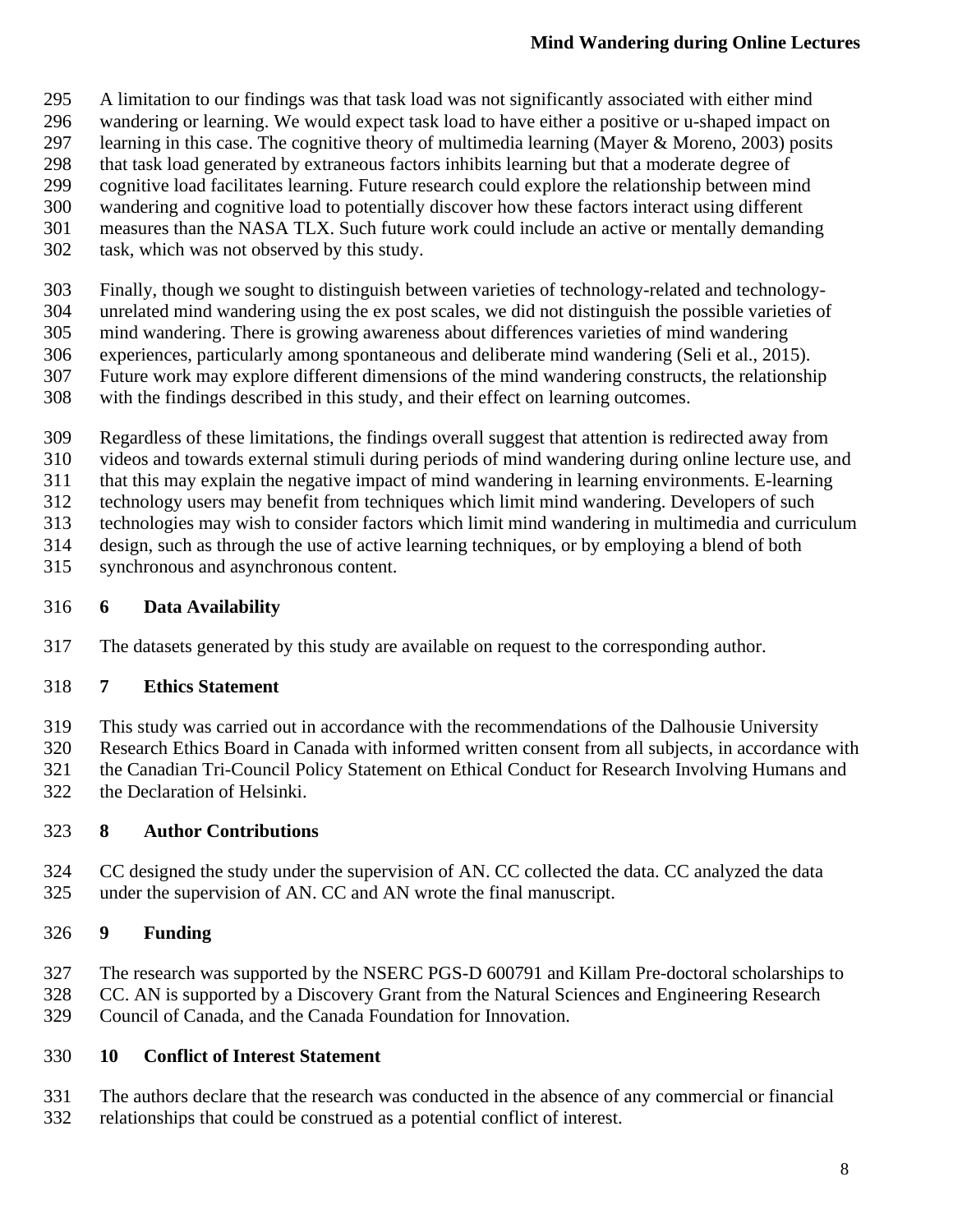A limitation to our findings was that task load was not significantly associated with either mind wandering or learning. We would expect task load to have either a positive or u-shaped impact on learning in this case. The cognitive theory of multimedia learning (Mayer & Moreno, 2003) posits that task load generated by extraneous factors inhibits learning but that a moderate degree of cognitive load facilitates learning. Future research could explore the relationship between mind wandering and cognitive load to potentially discover how these factors interact using different measures than the NASA TLX. Such future work could include an active or mentally demanding task, which was not observed by this study.

Finally, though we sought to distinguish between varieties of technology-related and technology-unrelated mind wandering using the ex post scales, we did not distinguish the possible varieties of mind wandering. There is growing awareness about differences varieties of mind wandering experiences, particularly among spontaneous and deliberate mind wandering (Seli et al., 2015). Future work may explore different dimensions of the mind wandering constructs, the relationship with the findings described in this study, and their effect on learning outcomes.

Regardless of these limitations, the findings overall suggest that attention is redirected away from videos and towards external stimuli during periods of mind wandering during online lecture use, and that this may explain the negative impact of mind wandering in learning environments. E-learning technology users may benefit from techniques which limit mind wandering. Developers of such technologies may wish to consider factors which limit mind wandering in multimedia and curriculum design, such as through the use of active learning techniques, or by employing a blend of both synchronous and asynchronous content.

## 6 Data Availability

The datasets generated by this study are available on request to the corresponding author.

## 7 Ethics Statement

This study was carried out in accordance with the recommendations of the Dalhousie University Research Ethics Board in Canada with informed written consent from all subjects, in accordance with the Canadian Tri-Council Policy Statement on Ethical Conduct for Research Involving Humans and the Declaration of Helsinki.

## 8 Author Contributions

CC designed the study under the supervision of AN. CC collected the data. CC analyzed the data under the supervision of AN. CC and AN wrote the final manuscript.

## 9 Funding

The research was supported by the NSERC PGS-D 600791 and Killam Pre-doctoral scholarships to CC. AN is supported by a Discovery Grant from the Natural Sciences and Engineering Research Council of Canada, and the Canada Foundation for Innovation.

## 10 Conflict of Interest Statement

The authors declare that the research was conducted in the absence of any commercial or financial relationships that could be construed as a potential conflict of interest.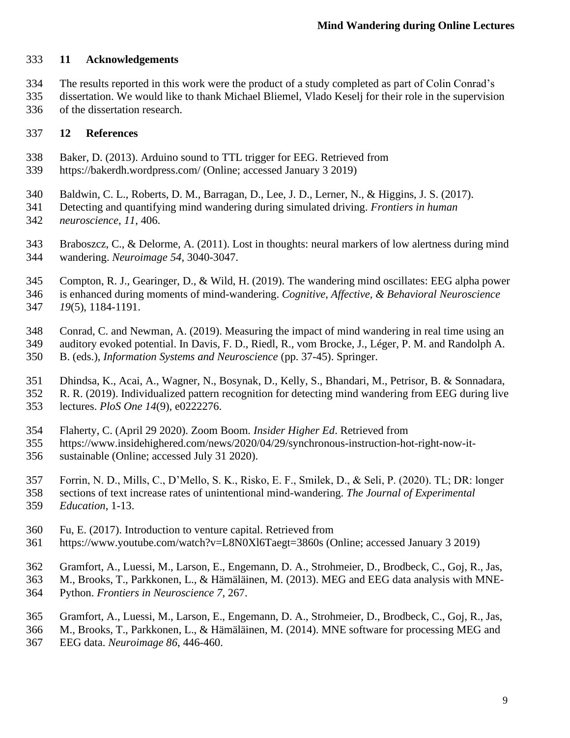## 11 Acknowledgements

The results reported in this work were the product of a study completed as part of Colin Conrad's dissertation. We would like to thank Michael Bliemel, Vlado Keselj for their role in the supervision of the dissertation research.

## 12 References

Baker, D. (2013). Arduino sound to TTL trigger for EEG. Retrieved from https://bakerdh.wordpress.com/ (Online; accessed January 3 2019)

Baldwin, C. L., Roberts, D. M., Barragan, D., Lee, J. D., Lerner, N., & Higgins, J. S. (2017). Detecting and quantifying mind wandering during simulated driving. *Frontiers in human neuroscience*, *11*, 406.

Braboszcz, C., & Delorme, A. (2011). Lost in thoughts: neural markers of low alertness during mind wandering. *Neuroimage 54*, 3040-3047.

Compton, R. J., Gearinger, D., & Wild, H. (2019). The wandering mind oscillates: EEG alpha power is enhanced during moments of mind-wandering. *Cognitive, Affective, & Behavioral Neuroscience 19*(5), 1184-1191.

Conrad, C. and Newman, A. (2019). Measuring the impact of mind wandering in real time using an auditory evoked potential. In Davis, F. D., Riedl, R., vom Brocke, J., Léger, P. M. and Randolph A. B. (eds.), *Information Systems and Neuroscience* (pp. 37-45). Springer.

Dhindsa, K., Acai, A., Wagner, N., Bosynak, D., Kelly, S., Bhandari, M., Petrisor, B. & Sonnadara, R. R. (2019). Individualized pattern recognition for detecting mind wandering from EEG during live lectures. *PloS One 14*(9), e0222276.

Flaherty, C. (April 29 2020). Zoom Boom. *Insider Higher Ed*. Retrieved from https://www.insidehighered.com/news/2020/04/29/synchronous-instruction-hot-right-now-it-sustainable (Online; accessed July 31 2020).

Forrin, N. D., Mills, C., D'Mello, S. K., Risko, E. F., Smilek, D., & Seli, P. (2020). TL; DR: longer sections of text increase rates of unintentional mind-wandering. *The Journal of Experimental Education*, 1-13.

Fu, E. (2017). Introduction to venture capital. Retrieved from https://www.youtube.com/watch?v=L8N0Xl6Taegt=3860s (Online; accessed January 3 2019)

Gramfort, A., Luessi, M., Larson, E., Engemann, D. A., Strohmeier, D., Brodbeck, C., Goj, R., Jas, M., Brooks, T., Parkkonen, L., & Hämäläinen, M. (2013). MEG and EEG data analysis with MNE-Python. *Frontiers in Neuroscience 7*, 267.

Gramfort, A., Luessi, M., Larson, E., Engemann, D. A., Strohmeier, D., Brodbeck, C., Goj, R., Jas, M., Brooks, T., Parkkonen, L., & Hämäläinen, M. (2014). MNE software for processing MEG and EEG data. *Neuroimage 86*, 446-460.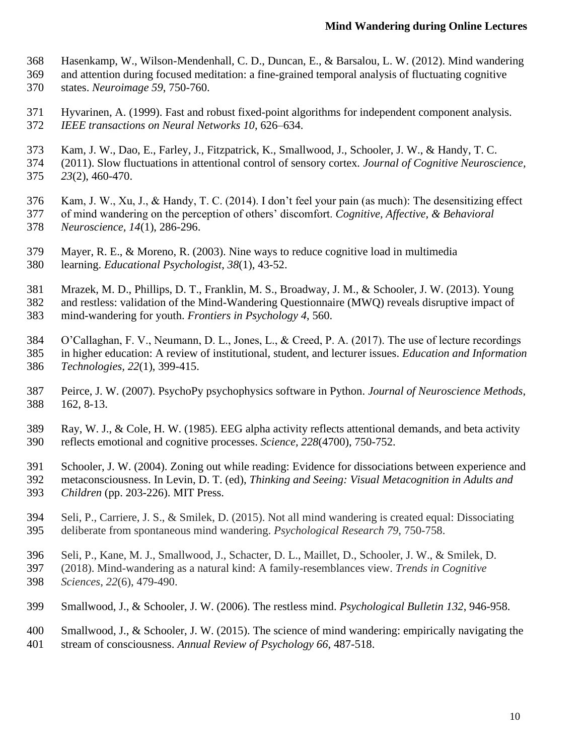Hasenkamp, W., Wilson-Mendenhall, C. D., Duncan, E., & Barsalou, L. W. (2012). Mind wandering and attention during focused meditation: a fine-grained temporal analysis of fluctuating cognitive states. *Neuroimage 59*, 750-760.

Hyvarinen, A. (1999). Fast and robust fixed-point algorithms for independent component analysis. *IEEE transactions on Neural Networks 10*, 626–634.

Kam, J. W., Dao, E., Farley, J., Fitzpatrick, K., Smallwood, J., Schooler, J. W., & Handy, T. C. (2011). Slow fluctuations in attentional control of sensory cortex. *Journal of Cognitive Neuroscience, 23*(2), 460-470.

Kam, J. W., Xu, J., & Handy, T. C. (2014). I don't feel your pain (as much): The desensitizing effect of mind wandering on the perception of others' discomfort. *Cognitive, Affective, & Behavioral Neuroscience, 14*(1), 286-296.

Mayer, R. E., & Moreno, R. (2003). Nine ways to reduce cognitive load in multimedia learning. *Educational Psychologist*, *38*(1), 43-52.

Mrazek, M. D., Phillips, D. T., Franklin, M. S., Broadway, J. M., & Schooler, J. W. (2013). Young and restless: validation of the Mind-Wandering Questionnaire (MWQ) reveals disruptive impact of mind-wandering for youth. *Frontiers in Psychology 4*, 560.

O'Callaghan, F. V., Neumann, D. L., Jones, L., & Creed, P. A. (2017). The use of lecture recordings in higher education: A review of institutional, student, and lecturer issues. *Education and Information Technologies*, *22*(1), 399-415.

Peirce, J. W. (2007). PsychoPy psychophysics software in Python. *Journal of Neuroscience Methods*, 162, 8-13.

Ray, W. J., & Cole, H. W. (1985). EEG alpha activity reflects attentional demands, and beta activity reflects emotional and cognitive processes. *Science*, *228*(4700), 750-752.

Schooler, J. W. (2004). Zoning out while reading: Evidence for dissociations between experience and metaconsciousness. In Levin, D. T. (ed), *Thinking and Seeing: Visual Metacognition in Adults and Children* (pp. 203-226). MIT Press.

Seli, P., Carriere, J. S., & Smilek, D. (2015). Not all mind wandering is created equal: Dissociating deliberate from spontaneous mind wandering. *Psychological Research 79*, 750-758.

Seli, P., Kane, M. J., Smallwood, J., Schacter, D. L., Maillet, D., Schooler, J. W., & Smilek, D. (2018). Mind-wandering as a natural kind: A family-resemblances view. *Trends in Cognitive Sciences*, *22*(6), 479-490.

Smallwood, J., & Schooler, J. W. (2006). The restless mind. *Psychological Bulletin 132*, 946-958.

Smallwood, J., & Schooler, J. W. (2015). The science of mind wandering: empirically navigating the stream of consciousness. *Annual Review of Psychology 66*, 487-518.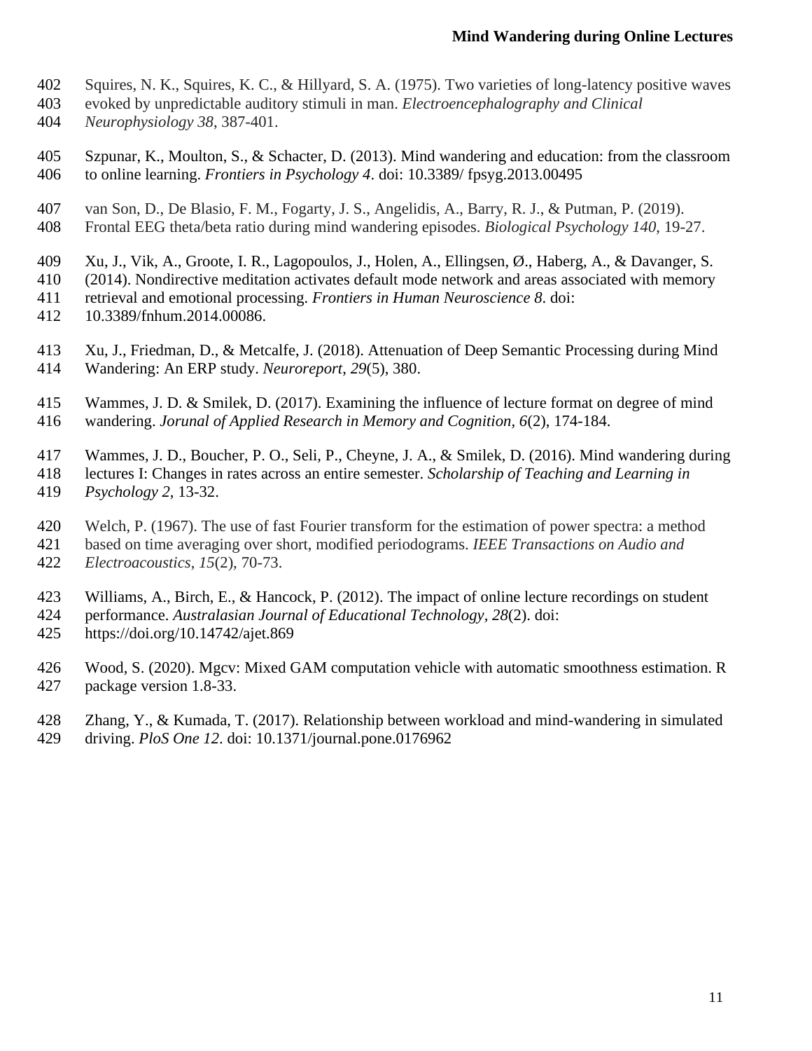Squires, N. K., Squires, K. C., & Hillyard, S. A. (1975). Two varieties of long-latency positive waves evoked by unpredictable auditory stimuli in man. *Electroencephalography and Clinical Neurophysiology 38*, 387-401.

Szpunar, K., Moulton, S., & Schacter, D. (2013). Mind wandering and education: from the classroom to online learning. *Frontiers in Psychology 4*. doi: 10.3389/ fpsyg.2013.00495

van Son, D., De Blasio, F. M., Fogarty, J. S., Angelidis, A., Barry, R. J., & Putman, P. (2019). Frontal EEG theta/beta ratio during mind wandering episodes. *Biological Psychology 140*, 19-27.

Xu, J., Vik, A., Groote, I. R., Lagopoulos, J., Holen, A., Ellingsen, Ø., Haberg, A., & Davanger, S. (2014). Nondirective meditation activates default mode network and areas associated with memory retrieval and emotional processing. *Frontiers in Human Neuroscience 8*. doi: 10.3389/fnhum.2014.00086.

Xu, J., Friedman, D., & Metcalfe, J. (2018). Attenuation of Deep Semantic Processing during Mind Wandering: An ERP study. *Neuroreport*, *29*(5), 380.

Wammes, J. D. & Smilek, D. (2017). Examining the influence of lecture format on degree of mind wandering. *Jorunal of Applied Research in Memory and Cognition, 6*(2), 174-184.

Wammes, J. D., Boucher, P. O., Seli, P., Cheyne, J. A., & Smilek, D. (2016). Mind wandering during lectures I: Changes in rates across an entire semester. *Scholarship of Teaching and Learning in Psychology 2*, 13-32.

Welch, P. (1967). The use of fast Fourier transform for the estimation of power spectra: a method based on time averaging over short, modified periodograms. *IEEE Transactions on Audio and Electroacoustics*, *15*(2), 70-73.

Williams, A., Birch, E., & Hancock, P. (2012). The impact of online lecture recordings on student performance. *Australasian Journal of Educational Technology, 28*(2). doi: https://doi.org/10.14742/ajet.869

Wood, S. (2020). Mgcv: Mixed GAM computation vehicle with automatic smoothness estimation. R package version 1.8-33.

Zhang, Y., & Kumada, T. (2017). Relationship between workload and mind-wandering in simulated driving. *PloS One 12*. doi: 10.1371/journal.pone.0176962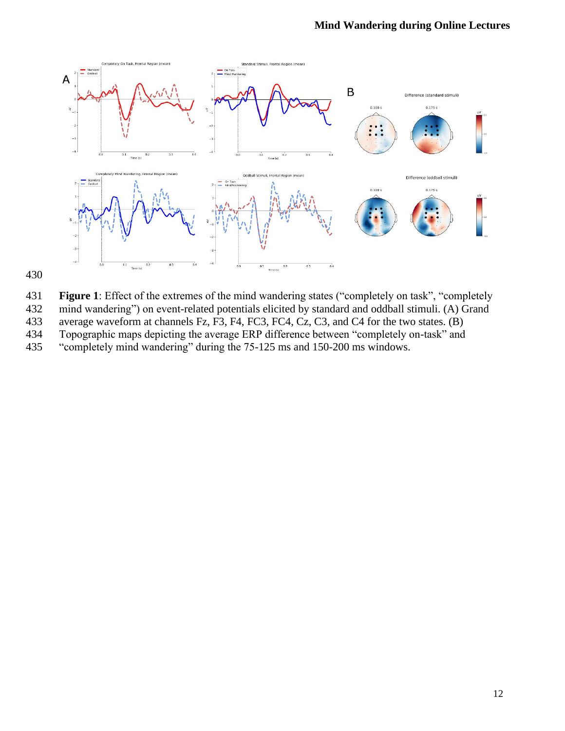**Figure 1**: Effect of the extremes of the mind wandering states ("completely on task", "completely mind wandering") on event-related potentials elicited by standard and oddball stimuli. (A) Grand average waveform at channels Fz, F3, F4, FC3, FC4, Cz, C3, and C4 for the two states. (B) Topographic maps depicting the average ERP difference between "completely on-task" and "completely mind wandering" during the 75-125 ms and 150-200 ms windows.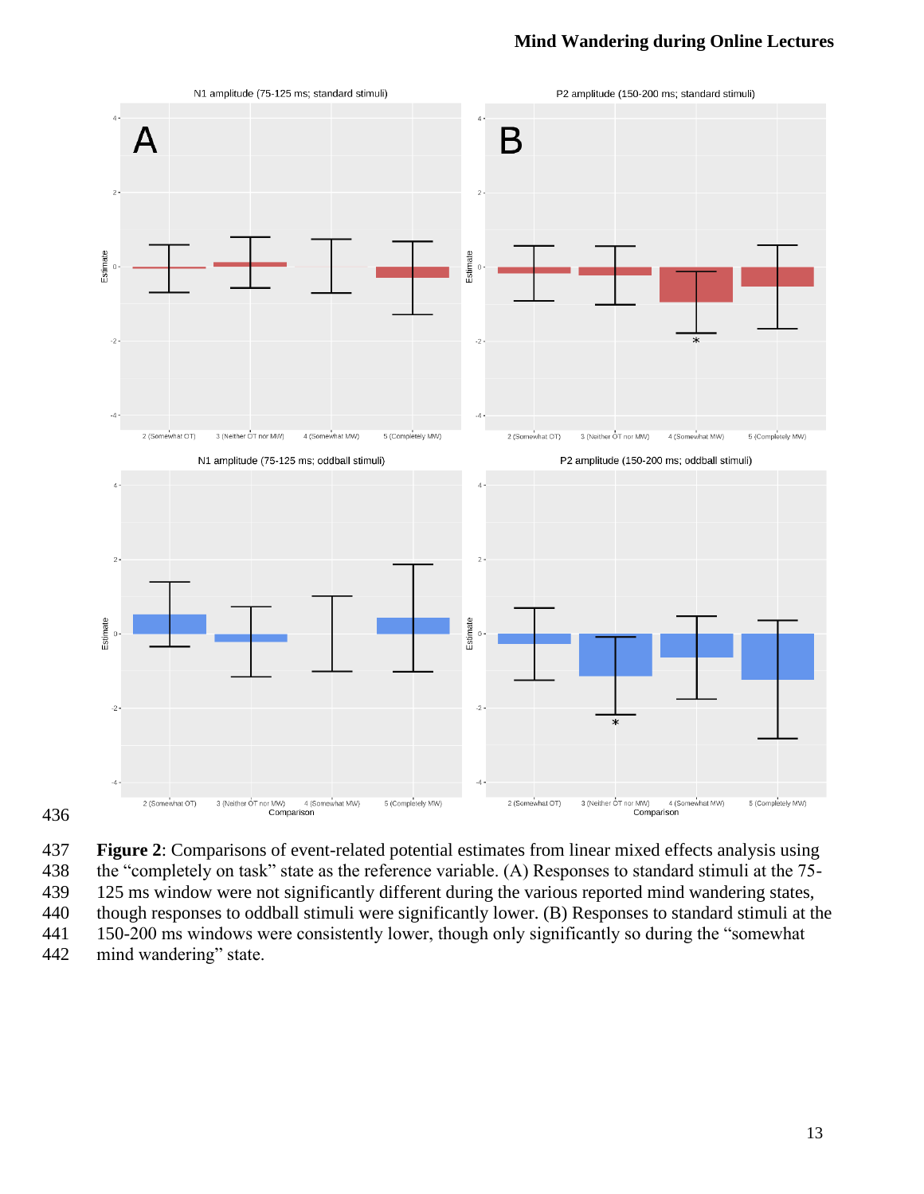**Figure 2**: Comparisons of event-related potential estimates from linear mixed effects analysis using the "completely on task" state as the reference variable. (A) Responses to standard stimuli at the 75-125 ms window were not significantly different during the various reported mind wandering states, though responses to oddball stimuli were significantly lower. (B) Responses to standard stimuli at the 150-200 ms windows were consistently lower, though only significantly so during the "somewhat mind wandering" state.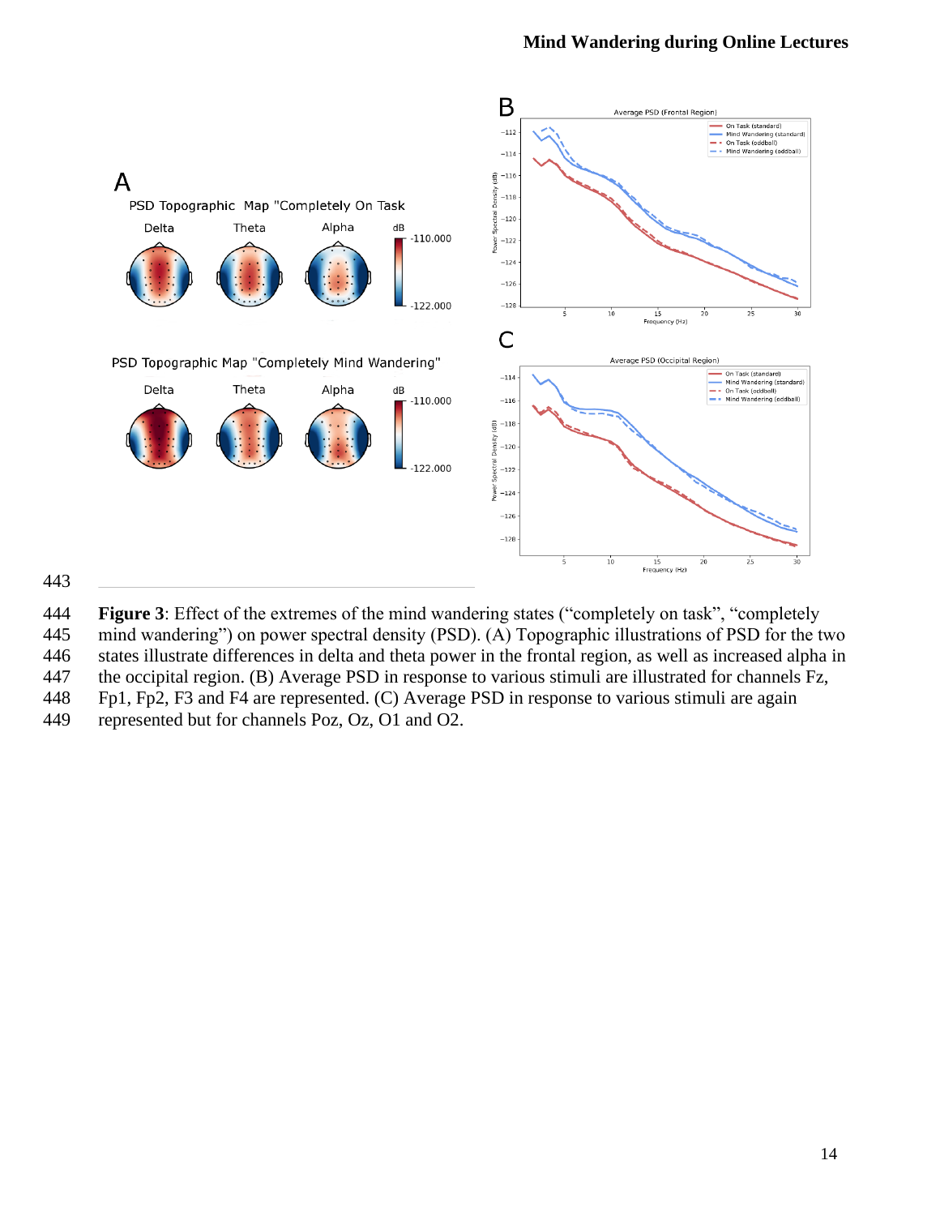**Figure 3**: Effect of the extremes of the mind wandering states (“completely on task”, “completely mind wandering”) on power spectral density (PSD). (A) Topographic illustrations of PSD for the two states illustrate differences in delta and theta power in the frontal region, as well as increased alpha in the occipital region. (B) Average PSD in response to various stimuli are illustrated for channels Fz, Fp1, Fp2, F3 and F4 are represented. (C) Average PSD in response to various stimuli are again represented but for channels Poz, Oz, O1 and O2.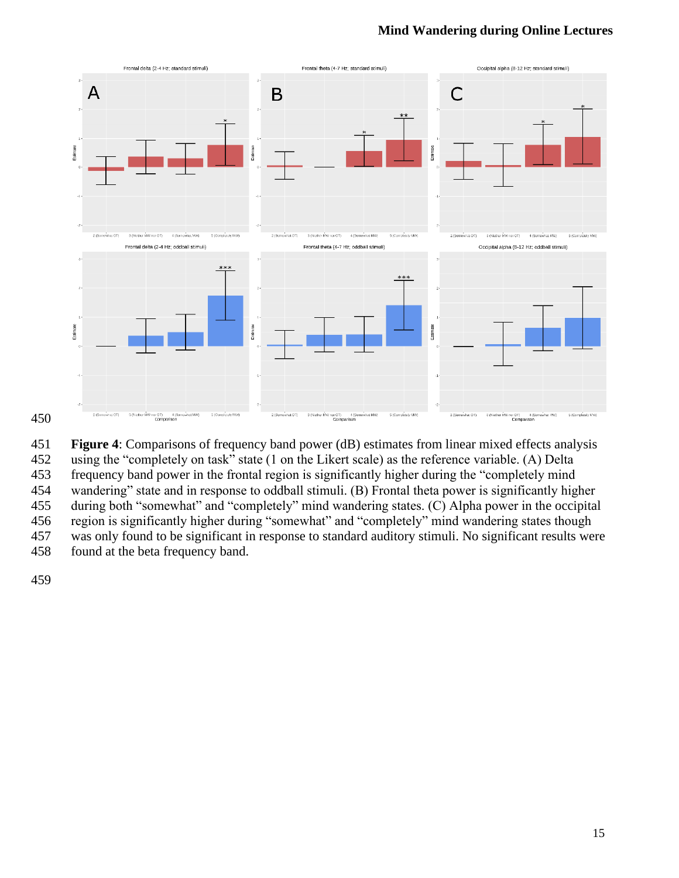Frontal delta (2-4 Hz; standard stimuli)

A

Frontal theta (4-7 Hz; standard stimuli)

B

Occipital alpha (8-12 Hz; standard stimuli)

C

Frontal delta (2-4 Hz; oddball stimuli)

Frontal theta (4-7 Hz; oddball stimuli)

Occipital alpha (8-12 Hz; oddball stimuli)

Estimate

Comparison

2 (Somewhat OT) 3 (Neither MW nor OT) 4 (Somewhat MW) 5 (Completely MW)

**Figure 4**: Comparisons of frequency band power (dB) estimates from linear mixed effects analysis using the "completely on task" state (1 on the Likert scale) as the reference variable. (A) Delta frequency band power in the frontal region is significantly higher during the "completely mind wandering" state and in response to oddball stimuli. (B) Frontal theta power is significantly higher during both "somewhat" and "completely" mind wandering states. (C) Alpha power in the occipital region is significantly higher during "somewhat" and "completely" mind wandering states though was only found to be significant in response to standard auditory stimuli. No significant results were found at the beta frequency band.